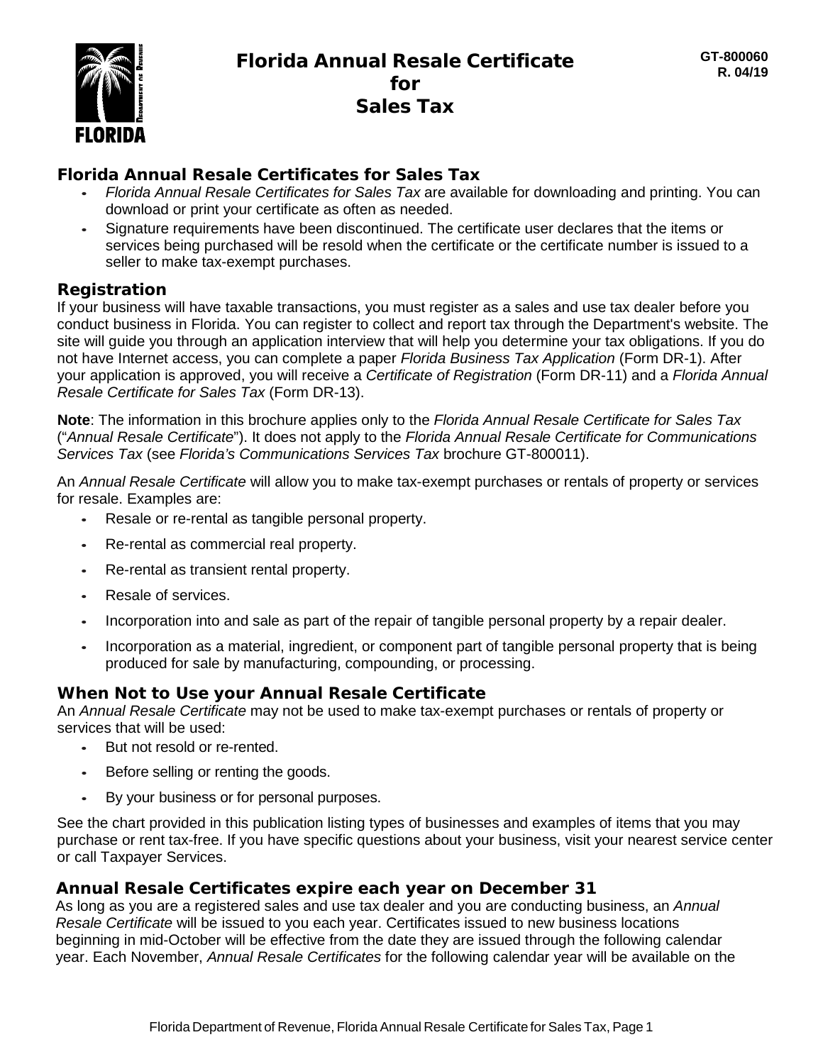# Florida Annual Resale Certificate for Sales Tax

GT-800060
R. 04/19

## Florida Annual Resale Certificates for Sales Tax

- *Florida Annual Resale Certificates for Sales Tax* are available for downloading and printing. You can download or print your certificate as often as needed.
- Signature requirements have been discontinued. The certificate user declares that the items or services being purchased will be resold when the certificate or the certificate number is issued to a seller to make tax-exempt purchases.

## Registration

If your business will have taxable transactions, you must register as a sales and use tax dealer before you conduct business in Florida. You can register to collect and report tax through the Department's website. The site will guide you through an application interview that will help you determine your tax obligations. If you do not have Internet access, you can complete a paper *Florida Business Tax Application* (Form DR-1). After your application is approved, you will receive a *Certificate of Registration* (Form DR-11) and a *Florida Annual Resale Certificate for Sales Tax* (Form DR-13).

**Note**: The information in this brochure applies only to the *Florida Annual Resale Certificate for Sales Tax* ("*Annual Resale Certificate*"). It does not apply to the *Florida Annual Resale Certificate for Communications Services Tax* (see *Florida's Communications Services Tax* brochure GT-800011).

An *Annual Resale Certificate* will allow you to make tax-exempt purchases or rentals of property or services for resale. Examples are:

- Resale or re-rental as tangible personal property.
- Re-rental as commercial real property.
- Re-rental as transient rental property.
- Resale of services.
- Incorporation into and sale as part of the repair of tangible personal property by a repair dealer.
- Incorporation as a material, ingredient, or component part of tangible personal property that is being produced for sale by manufacturing, compounding, or processing.

## When Not to Use your Annual Resale Certificate

An *Annual Resale Certificate* may not be used to make tax-exempt purchases or rentals of property or services that will be used:

- But not resold or re-rented.
- Before selling or renting the goods.
- By your business or for personal purposes.

See the chart provided in this publication listing types of businesses and examples of items that you may purchase or rent tax-free. If you have specific questions about your business, visit your nearest service center or call Taxpayer Services.

## Annual Resale Certificates expire each year on December 31

As long as you are a registered sales and use tax dealer and you are conducting business, an *Annual Resale Certificate* will be issued to you each year. Certificates issued to new business locations beginning in mid-October will be effective from the date they are issued through the following calendar year. Each November, *Annual Resale Certificates* for the following calendar year will be available on the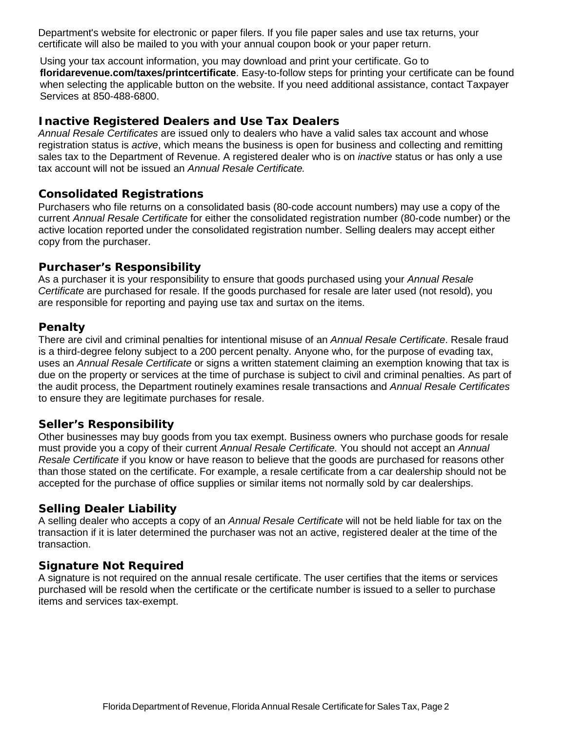Department's website for electronic or paper filers. If you file paper sales and use tax returns, your certificate will also be mailed to you with your annual coupon book or your paper return.

Using your tax account information, you may download and print your certificate. Go to **floridarevenue.com/taxes/printcertificate**. Easy-to-follow steps for printing your certificate can be found when selecting the applicable button on the website. If you need additional assistance, contact Taxpayer Services at 850-488-6800.

## Inactive Registered Dealers and Use Tax Dealers

*Annual Resale Certificates* are issued only to dealers who have a valid sales tax account and whose registration status is *active*, which means the business is open for business and collecting and remitting sales tax to the Department of Revenue. A registered dealer who is on *inactive* status or has only a use tax account will not be issued an *Annual Resale Certificate.*

## Consolidated Registrations

Purchasers who file returns on a consolidated basis (80-code account numbers) may use a copy of the current *Annual Resale Certificate* for either the consolidated registration number (80-code number) or the active location reported under the consolidated registration number. Selling dealers may accept either copy from the purchaser.

## Purchaser's Responsibility

As a purchaser it is your responsibility to ensure that goods purchased using your *Annual Resale Certificate* are purchased for resale. If the goods purchased for resale are later used (not resold), you are responsible for reporting and paying use tax and surtax on the items.

## Penalty

There are civil and criminal penalties for intentional misuse of an *Annual Resale Certificate*. Resale fraud is a third-degree felony subject to a 200 percent penalty. Anyone who, for the purpose of evading tax, uses an *Annual Resale Certificate* or signs a written statement claiming an exemption knowing that tax is due on the property or services at the time of purchase is subject to civil and criminal penalties. As part of the audit process, the Department routinely examines resale transactions and *Annual Resale Certificates* to ensure they are legitimate purchases for resale.

## Seller's Responsibility

Other businesses may buy goods from you tax exempt. Business owners who purchase goods for resale must provide you a copy of their current *Annual Resale Certificate.* You should not accept an *Annual Resale Certificate* if you know or have reason to believe that the goods are purchased for reasons other than those stated on the certificate. For example, a resale certificate from a car dealership should not be accepted for the purchase of office supplies or similar items not normally sold by car dealerships.

## Selling Dealer Liability

A selling dealer who accepts a copy of an *Annual Resale Certificate* will not be held liable for tax on the transaction if it is later determined the purchaser was not an active, registered dealer at the time of the transaction.

## Signature Not Required

A signature is not required on the annual resale certificate. The user certifies that the items or services purchased will be resold when the certificate or the certificate number is issued to a seller to purchase items and services tax-exempt.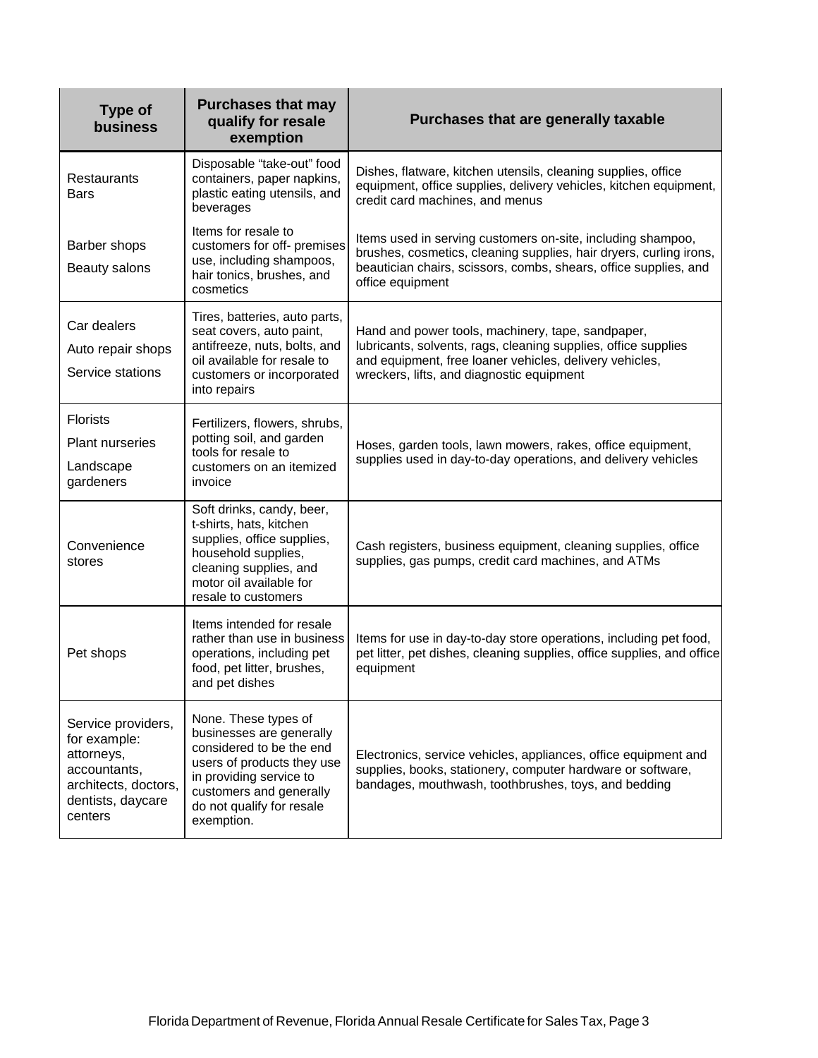| Type of business | Purchases that may qualify for resale exemption | Purchases that are generally taxable |
|---|---|---|
| Restaurants<br>Bars | Disposable "take-out" food containers, paper napkins, plastic eating utensils, and beverages | Dishes, flatware, kitchen utensils, cleaning supplies, office equipment, office supplies, delivery vehicles, kitchen equipment, credit card machines, and menus |
| Barber shops<br>Beauty salons | Items for resale to customers for off- premises use, including shampoos, hair tonics, brushes, and cosmetics | Items used in serving customers on-site, including shampoo, brushes, cosmetics, cleaning supplies, hair dryers, curling irons, beautician chairs, scissors, combs, shears, office supplies, and office equipment |
| Car dealers<br>Auto repair shops<br>Service stations | Tires, batteries, auto parts, seat covers, auto paint, antifreeze, nuts, bolts, and oil available for resale to customers or incorporated into repairs | Hand and power tools, machinery, tape, sandpaper, lubricants, solvents, rags, cleaning supplies, office supplies and equipment, free loaner vehicles, delivery vehicles, wreckers, lifts, and diagnostic equipment |
| Florists<br>Plant nurseries<br>Landscape gardeners | Fertilizers, flowers, shrubs, potting soil, and garden tools for resale to customers on an itemized invoice | Hoses, garden tools, lawn mowers, rakes, office equipment, supplies used in day-to-day operations, and delivery vehicles |
| Convenience stores | Soft drinks, candy, beer, t-shirts, hats, kitchen supplies, office supplies, household supplies, cleaning supplies, and motor oil available for resale to customers | Cash registers, business equipment, cleaning supplies, office supplies, gas pumps, credit card machines, and ATMs |
| Pet shops | Items intended for resale rather than use in business operations, including pet food, pet litter, brushes, and pet dishes | Items for use in day-to-day store operations, including pet food, pet litter, pet dishes, cleaning supplies, office supplies, and office equipment |
| Service providers, for example: attorneys, accountants, architects, doctors, dentists, daycare centers | None. These types of businesses are generally considered to be the end users of products they use in providing service to customers and generally do not qualify for resale exemption. | Electronics, service vehicles, appliances, office equipment and supplies, books, stationery, computer hardware or software, bandages, mouthwash, toothbrushes, toys, and bedding |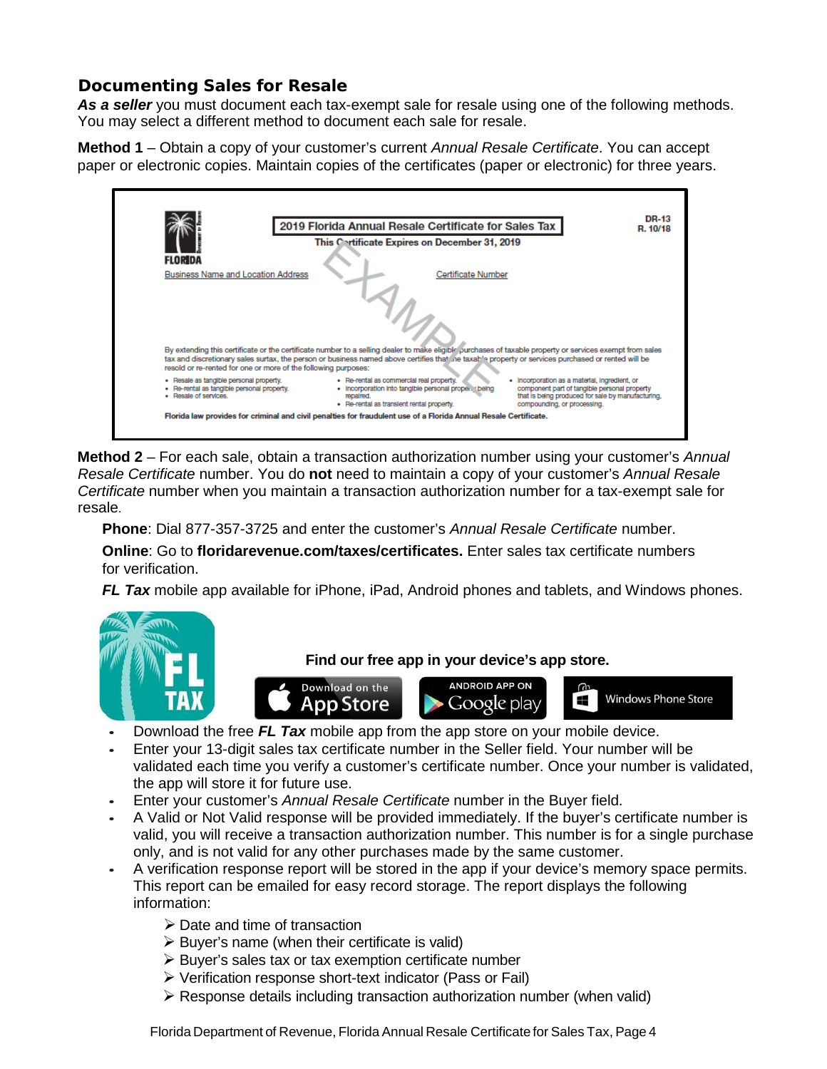## Documenting Sales for Resale

***As a seller*** you must document each tax-exempt sale for resale using one of the following methods. You may select a different method to document each sale for resale.

**Method 1** – Obtain a copy of your customer's current *Annual Resale Certificate*. You can accept paper or electronic copies. Maintain copies of the certificates (paper or electronic) for three years.

> DR-13
> R. 10/18
>
> FLORIDA
>
> **2019 Florida Annual Resale Certificate for Sales Tax**
>
> **This Certificate Expires on December 31, 2019**
>
> EXAMPLE
>
> Business Name and Location Address
>
> Certificate Number
>
> By extending this certificate or the certificate number to a selling dealer to make eligible purchases of taxable property or services exempt from sales tax and discretionary sales surtax, the person or business named above certifies that the taxable property or services purchased or rented will be resold or re-rented for one or more of the following purposes:
>
> - Resale as tangible personal property.
> - Re-rental as tangible personal property.
> - Resale of services.
> - Re-rental as commercial real property.
> - Incorporation into tangible personal property being repaired.
> - Re-rental as transient rental property.
> - Incorporation as a material, ingredient, or component part of tangible personal property that is being produced for sale by manufacturing, compounding, or processing.
>
> **Florida law provides for criminal and civil penalties for fraudulent use of a Florida Annual Resale Certificate.**

**Method 2** – For each sale, obtain a transaction authorization number using your customer's *Annual Resale Certificate* number. You do **not** need to maintain a copy of your customer's *Annual Resale Certificate* number when you maintain a transaction authorization number for a tax-exempt sale for resale.

**Phone**: Dial 877-357-3725 and enter the customer's *Annual Resale Certificate* number.

**Online**: Go to **floridarevenue.com/taxes/certificates.** Enter sales tax certificate numbers for verification.

***FL Tax*** mobile app available for iPhone, iPad, Android phones and tablets, and Windows phones.

FL TAX

**Find our free app in your device's app store.**

Download on the App Store | ANDROID APP ON Google play | Windows Phone Store

- Download the free ***FL Tax*** mobile app from the app store on your mobile device.
- Enter your 13-digit sales tax certificate number in the Seller field. Your number will be validated each time you verify a customer's certificate number. Once your number is validated, the app will store it for future use.
- Enter your customer's *Annual Resale Certificate* number in the Buyer field.
- A Valid or Not Valid response will be provided immediately. If the buyer's certificate number is valid, you will receive a transaction authorization number. This number is for a single purchase only, and is not valid for any other purchases made by the same customer.
- A verification response report will be stored in the app if your device's memory space permits. This report can be emailed for easy record storage. The report displays the following information:
  - Date and time of transaction
  - Buyer's name (when their certificate is valid)
  - Buyer's sales tax or tax exemption certificate number
  - Verification response short-text indicator (Pass or Fail)
  - Response details including transaction authorization number (when valid)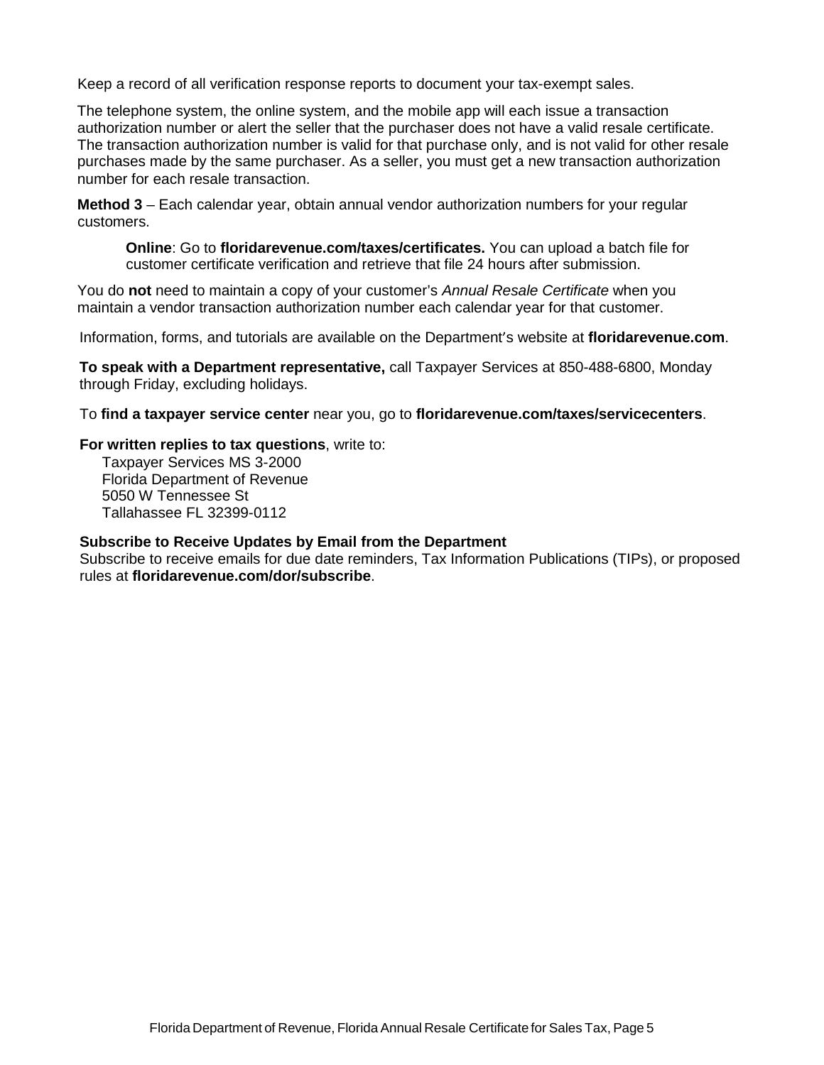Keep a record of all verification response reports to document your tax-exempt sales.

The telephone system, the online system, and the mobile app will each issue a transaction authorization number or alert the seller that the purchaser does not have a valid resale certificate. The transaction authorization number is valid for that purchase only, and is not valid for other resale purchases made by the same purchaser. As a seller, you must get a new transaction authorization number for each resale transaction.

**Method 3** – Each calendar year, obtain annual vendor authorization numbers for your regular customers.

> **Online**: Go to **floridarevenue.com/taxes/certificates.** You can upload a batch file for customer certificate verification and retrieve that file 24 hours after submission.

You do **not** need to maintain a copy of your customer's *Annual Resale Certificate* when you maintain a vendor transaction authorization number each calendar year for that customer.

Information, forms, and tutorials are available on the Department's website at **floridarevenue.com**.

**To speak with a Department representative,** call Taxpayer Services at 850-488-6800, Monday through Friday, excluding holidays.

To **find a taxpayer service center** near you, go to **floridarevenue.com/taxes/servicecenters**.

**For written replies to tax questions**, write to:

Taxpayer Services MS 3-2000
Florida Department of Revenue
5050 W Tennessee St
Tallahassee FL 32399-0112

**Subscribe to Receive Updates by Email from the Department**

Subscribe to receive emails for due date reminders, Tax Information Publications (TIPs), or proposed rules at **floridarevenue.com/dor/subscribe**.